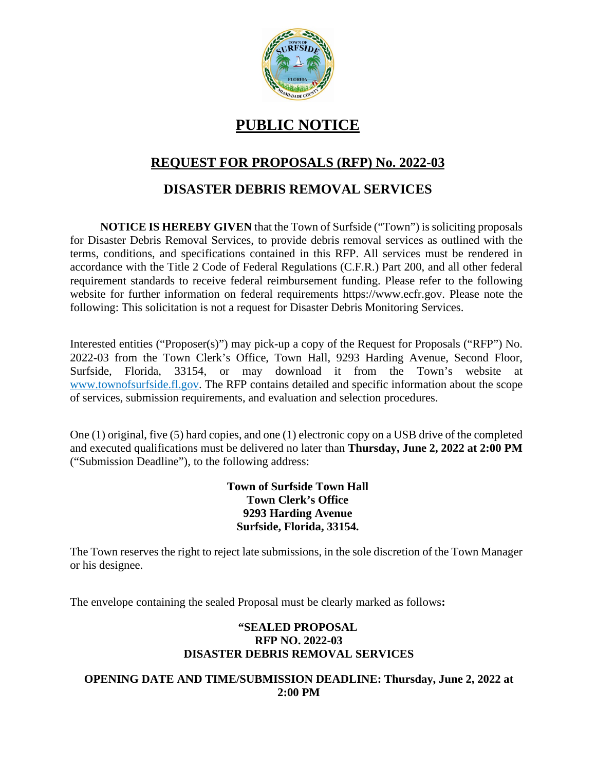# PUBLIC NOTICE

## REQUEST FOR PROPOSALS (RFP) No. 2022-03

## DISASTER DEBRIS REMOVAL SERVICES

**NOTICE IS HEREBY GIVEN** that the Town of Surfside ("Town") is soliciting proposals for Disaster Debris Removal Services, to provide debris removal services as outlined with the terms, conditions, and specifications contained in this RFP. All services must be rendered in accordance with the Title 2 Code of Federal Regulations (C.F.R.) Part 200, and all other federal requirement standards to receive federal reimbursement funding. Please refer to the following website for further information on federal requirements https://www.ecfr.gov. Please note the following: This solicitation is not a request for Disaster Debris Monitoring Services.

Interested entities ("Proposer(s)") may pick-up a copy of the Request for Proposals ("RFP") No. 2022-03 from the Town Clerk's Office, Town Hall, 9293 Harding Avenue, Second Floor, Surfside, Florida, 33154, or may download it from the Town's website at www.townofsurfside.fl.gov. The RFP contains detailed and specific information about the scope of services, submission requirements, and evaluation and selection procedures.

One (1) original, five (5) hard copies, and one (1) electronic copy on a USB drive of the completed and executed qualifications must be delivered no later than **Thursday, June 2, 2022 at 2:00 PM** ("Submission Deadline"), to the following address:

**Town of Surfside Town Hall**
**Town Clerk's Office**
**9293 Harding Avenue**
**Surfside, Florida, 33154.**

The Town reserves the right to reject late submissions, in the sole discretion of the Town Manager or his designee.

The envelope containing the sealed Proposal must be clearly marked as follows**:**

**"SEALED PROPOSAL**
**RFP NO. 2022-03**
**DISASTER DEBRIS REMOVAL SERVICES**

**OPENING DATE AND TIME/SUBMISSION DEADLINE: Thursday, June 2, 2022 at 2:00 PM**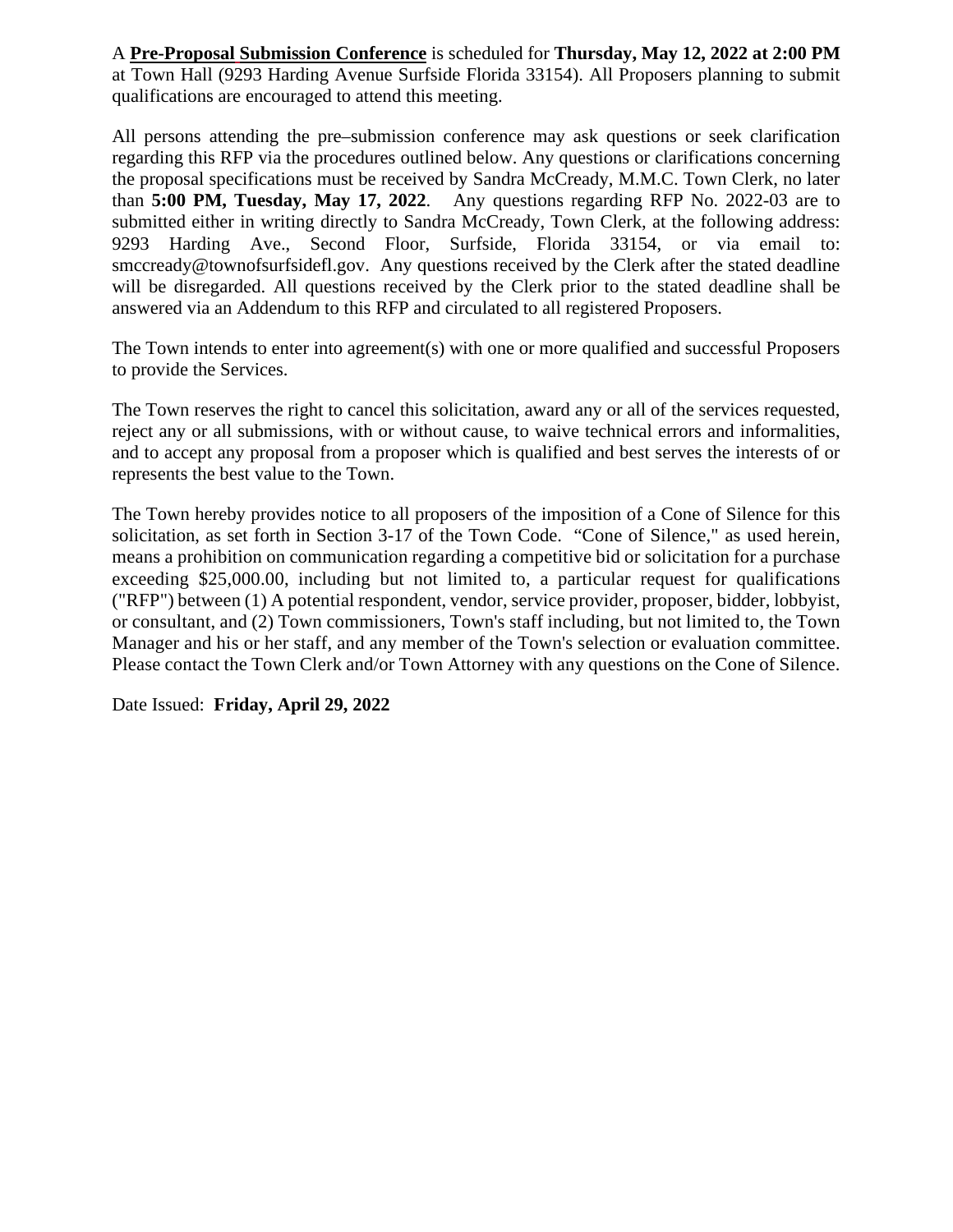A **Pre-Proposal Submission Conference** is scheduled for **Thursday, May 12, 2022 at 2:00 PM** at Town Hall (9293 Harding Avenue Surfside Florida 33154). All Proposers planning to submit qualifications are encouraged to attend this meeting.

All persons attending the pre–submission conference may ask questions or seek clarification regarding this RFP via the procedures outlined below. Any questions or clarifications concerning the proposal specifications must be received by Sandra McCready, M.M.C. Town Clerk, no later than **5:00 PM, Tuesday, May 17, 2022**. Any questions regarding RFP No. 2022-03 are to submitted either in writing directly to Sandra McCready, Town Clerk, at the following address: 9293 Harding Ave., Second Floor, Surfside, Florida 33154, or via email to: smccready@townofsurfsidefl.gov. Any questions received by the Clerk after the stated deadline will be disregarded. All questions received by the Clerk prior to the stated deadline shall be answered via an Addendum to this RFP and circulated to all registered Proposers.

The Town intends to enter into agreement(s) with one or more qualified and successful Proposers to provide the Services.

The Town reserves the right to cancel this solicitation, award any or all of the services requested, reject any or all submissions, with or without cause, to waive technical errors and informalities, and to accept any proposal from a proposer which is qualified and best serves the interests of or represents the best value to the Town.

The Town hereby provides notice to all proposers of the imposition of a Cone of Silence for this solicitation, as set forth in Section 3-17 of the Town Code. "Cone of Silence," as used herein, means a prohibition on communication regarding a competitive bid or solicitation for a purchase exceeding $25,000.00, including but not limited to, a particular request for qualifications ("RFP") between (1) A potential respondent, vendor, service provider, proposer, bidder, lobbyist, or consultant, and (2) Town commissioners, Town's staff including, but not limited to, the Town Manager and his or her staff, and any member of the Town's selection or evaluation committee. Please contact the Town Clerk and/or Town Attorney with any questions on the Cone of Silence.

Date Issued: **Friday, April 29, 2022**